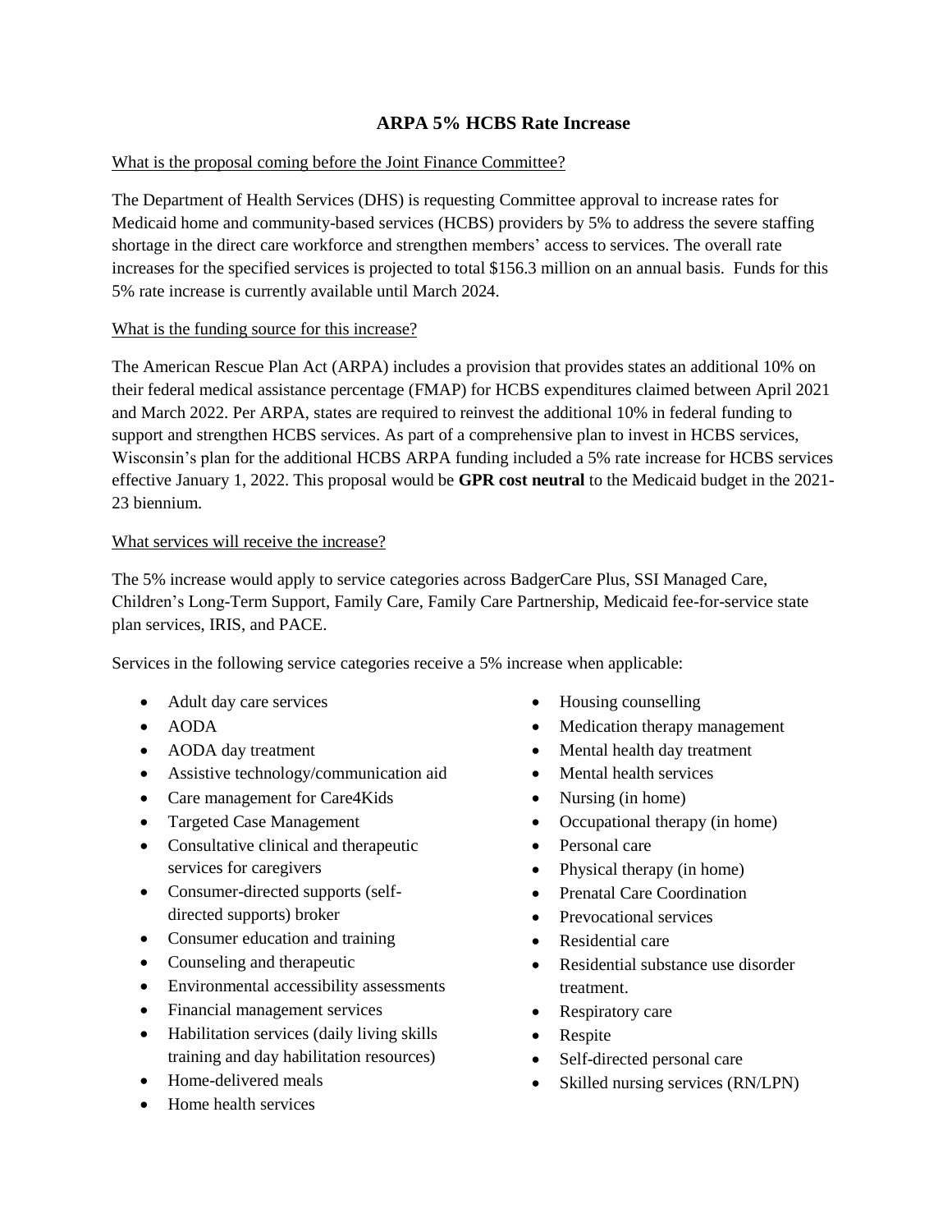# ARPA 5% HCBS Rate Increase

What is the proposal coming before the Joint Finance Committee?

The Department of Health Services (DHS) is requesting Committee approval to increase rates for Medicaid home and community-based services (HCBS) providers by 5% to address the severe staffing shortage in the direct care workforce and strengthen members' access to services. The overall rate increases for the specified services is projected to total $156.3 million on an annual basis. Funds for this 5% rate increase is currently available until March 2024.

What is the funding source for this increase?

The American Rescue Plan Act (ARPA) includes a provision that provides states an additional 10% on their federal medical assistance percentage (FMAP) for HCBS expenditures claimed between April 2021 and March 2022. Per ARPA, states are required to reinvest the additional 10% in federal funding to support and strengthen HCBS services. As part of a comprehensive plan to invest in HCBS services, Wisconsin's plan for the additional HCBS ARPA funding included a 5% rate increase for HCBS services effective January 1, 2022. This proposal would be **GPR cost neutral** to the Medicaid budget in the 2021-23 biennium.

What services will receive the increase?

The 5% increase would apply to service categories across BadgerCare Plus, SSI Managed Care, Children's Long-Term Support, Family Care, Family Care Partnership, Medicaid fee-for-service state plan services, IRIS, and PACE.

Services in the following service categories receive a 5% increase when applicable:

- Adult day care services
- AODA
- AODA day treatment
- Assistive technology/communication aid
- Care management for Care4Kids
- Targeted Case Management
- Consultative clinical and therapeutic services for caregivers
- Consumer-directed supports (self-directed supports) broker
- Consumer education and training
- Counseling and therapeutic
- Environmental accessibility assessments
- Financial management services
- Habilitation services (daily living skills training and day habilitation resources)
- Home-delivered meals
- Home health services
- Housing counselling
- Medication therapy management
- Mental health day treatment
- Mental health services
- Nursing (in home)
- Occupational therapy (in home)
- Personal care
- Physical therapy (in home)
- Prenatal Care Coordination
- Prevocational services
- Residential care
- Residential substance use disorder treatment.
- Respiratory care
- Respite
- Self-directed personal care
- Skilled nursing services (RN/LPN)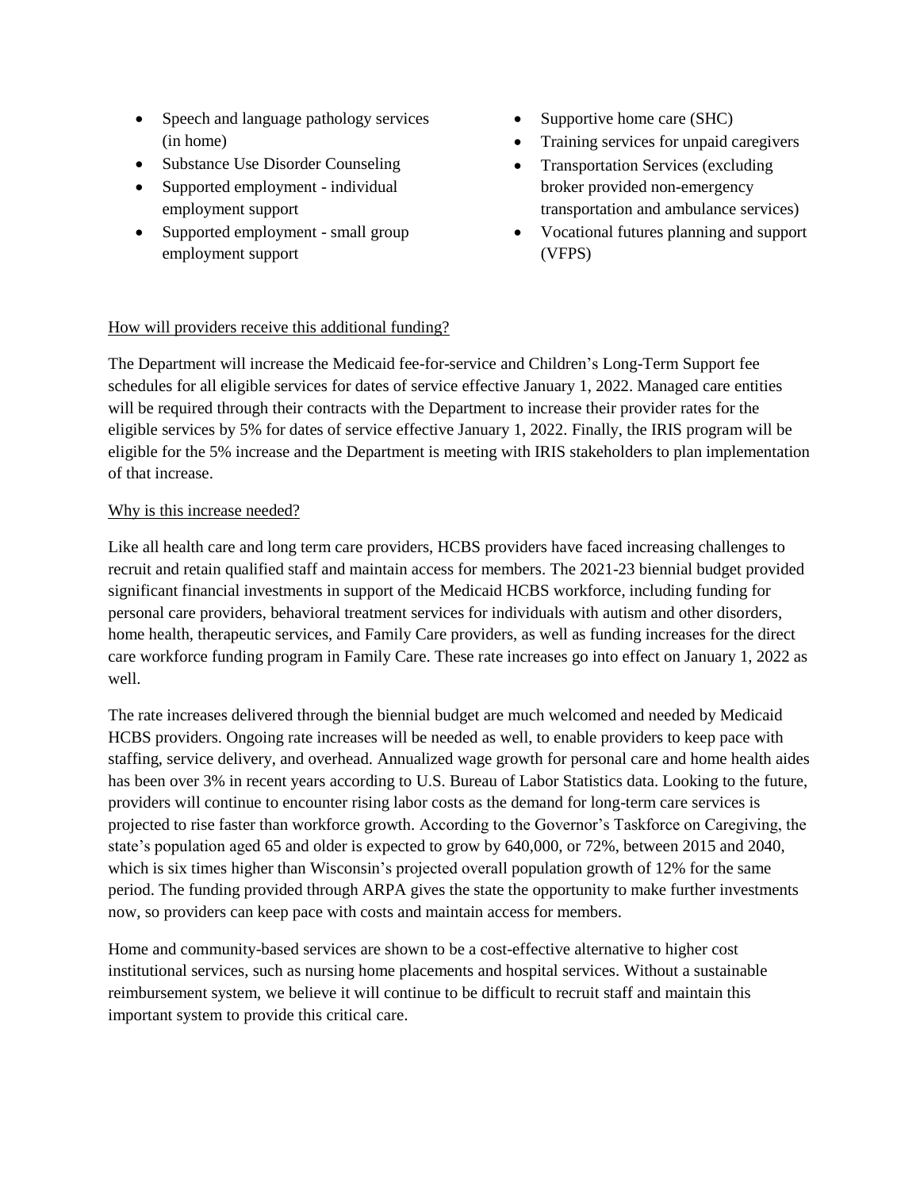- Speech and language pathology services (in home)
- Substance Use Disorder Counseling
- Supported employment - individual employment support
- Supported employment - small group employment support
- Supportive home care (SHC)
- Training services for unpaid caregivers
- Transportation Services (excluding broker provided non-emergency transportation and ambulance services)
- Vocational futures planning and support (VFPS)

How will providers receive this additional funding?

The Department will increase the Medicaid fee-for-service and Children's Long-Term Support fee schedules for all eligible services for dates of service effective January 1, 2022. Managed care entities will be required through their contracts with the Department to increase their provider rates for the eligible services by 5% for dates of service effective January 1, 2022. Finally, the IRIS program will be eligible for the 5% increase and the Department is meeting with IRIS stakeholders to plan implementation of that increase.

Why is this increase needed?

Like all health care and long term care providers, HCBS providers have faced increasing challenges to recruit and retain qualified staff and maintain access for members. The 2021-23 biennial budget provided significant financial investments in support of the Medicaid HCBS workforce, including funding for personal care providers, behavioral treatment services for individuals with autism and other disorders, home health, therapeutic services, and Family Care providers, as well as funding increases for the direct care workforce funding program in Family Care. These rate increases go into effect on January 1, 2022 as well.

The rate increases delivered through the biennial budget are much welcomed and needed by Medicaid HCBS providers. Ongoing rate increases will be needed as well, to enable providers to keep pace with staffing, service delivery, and overhead. Annualized wage growth for personal care and home health aides has been over 3% in recent years according to U.S. Bureau of Labor Statistics data. Looking to the future, providers will continue to encounter rising labor costs as the demand for long-term care services is projected to rise faster than workforce growth. According to the Governor's Taskforce on Caregiving, the state's population aged 65 and older is expected to grow by 640,000, or 72%, between 2015 and 2040, which is six times higher than Wisconsin's projected overall population growth of 12% for the same period. The funding provided through ARPA gives the state the opportunity to make further investments now, so providers can keep pace with costs and maintain access for members.

Home and community-based services are shown to be a cost-effective alternative to higher cost institutional services, such as nursing home placements and hospital services. Without a sustainable reimbursement system, we believe it will continue to be difficult to recruit staff and maintain this important system to provide this critical care.